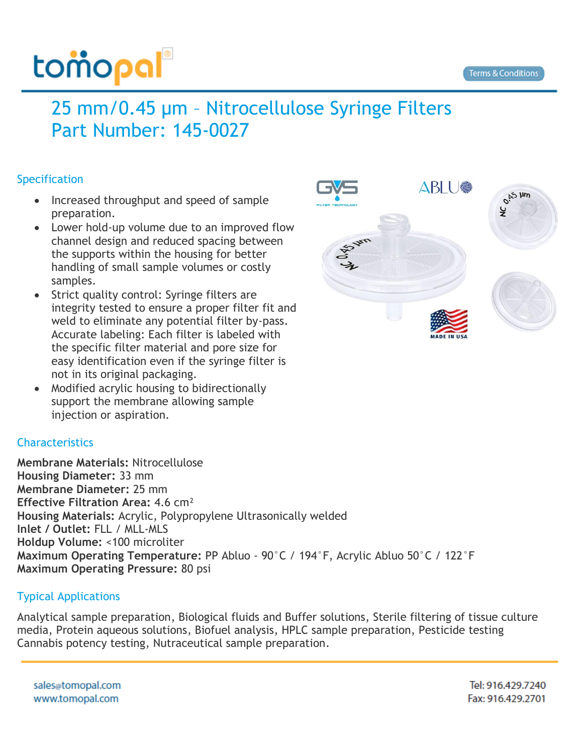# 25 mm/0.45 µm – Nitrocellulose Syringe Filters
# Part Number: 145-0027

## Specification

- Increased throughput and speed of sample preparation.
- Lower hold-up volume due to an improved flow channel design and reduced spacing between the supports within the housing for better handling of small sample volumes or costly samples.
- Strict quality control: Syringe filters are integrity tested to ensure a proper filter fit and weld to eliminate any potential filter by-pass. Accurate labeling: Each filter is labeled with the specific filter material and pore size for easy identification even if the syringe filter is not in its original packaging.
- Modified acrylic housing to bidirectionally support the membrane allowing sample injection or aspiration.

## Characteristics

**Membrane Materials:** Nitrocellulose
**Housing Diameter:** 33 mm
**Membrane Diameter:** 25 mm
**Effective Filtration Area:** 4.6 $cm^2$
**Housing Materials:** Acrylic, Polypropylene Ultrasonically welded
**Inlet / Outlet:** FLL / MLL-MLS
**Holdup Volume:** <100 microliter
**Maximum Operating Temperature:** PP Abluo - 90˚C / 194˚F, Acrylic Abluo 50˚C / 122˚F
**Maximum Operating Pressure:** 80 psi

## Typical Applications

Analytical sample preparation, Biological fluids and Buffer solutions, Sterile filtering of tissue culture media, Protein aqueous solutions, Biofuel analysis, HPLC sample preparation, Pesticide testing Cannabis potency testing, Nutraceutical sample preparation.

sales@tomopal.com
www.tomopal.com

Tel: 916.429.7240
Fax: 916.429.2701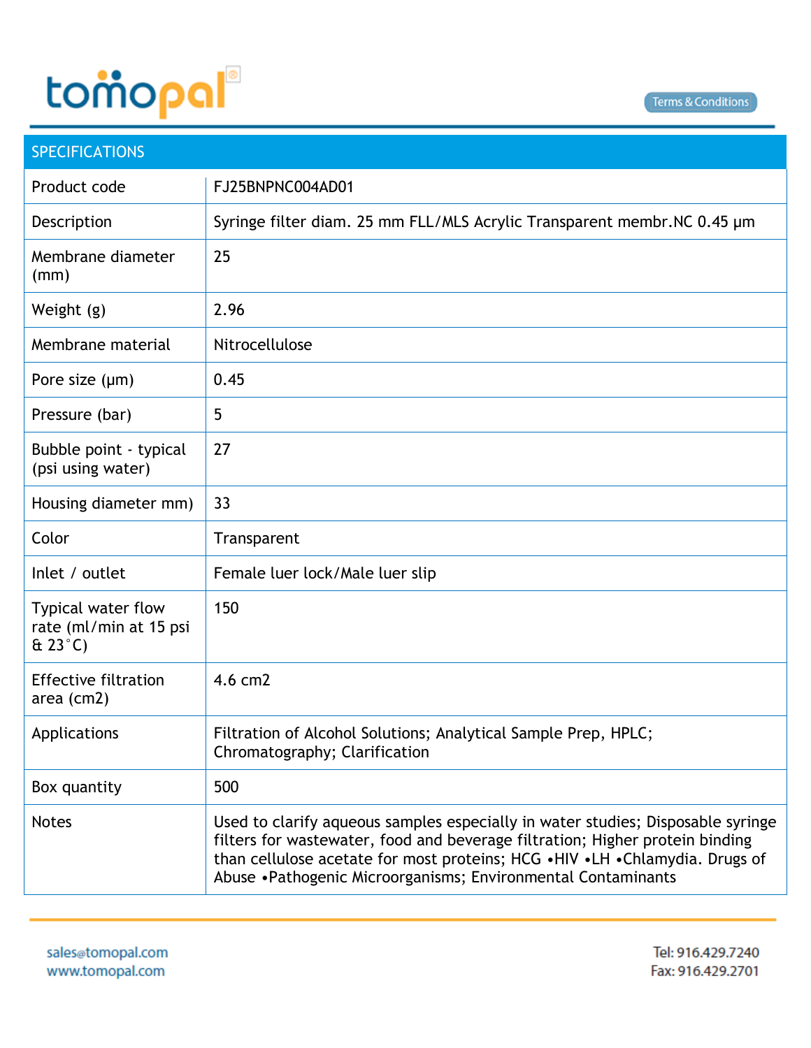tomopal

Terms & Conditions

| SPECIFICATIONS | |
|---|---|
| Product code | FJ25BNPNC004AD01 |
| Description | Syringe filter diam. 25 mm FLL/MLS Acrylic Transparent membr.NC 0.45 µm |
| Membrane diameter (mm) | 25 |
| Weight (g) | 2.96 |
| Membrane material | Nitrocellulose |
| Pore size (µm) | 0.45 |
| Pressure (bar) | 5 |
| Bubble point - typical (psi using water) | 27 |
| Housing diameter mm) | 33 |
| Color | Transparent |
| Inlet / outlet | Female luer lock/Male luer slip |
| Typical water flow rate (ml/min at 15 psi & 23°C) | 150 |
| Effective filtration area (cm2) | 4.6 cm2 |
| Applications | Filtration of Alcohol Solutions; Analytical Sample Prep, HPLC; Chromatography; Clarification |
| Box quantity | 500 |
| Notes | Used to clarify aqueous samples especially in water studies; Disposable syringe filters for wastewater, food and beverage filtration; Higher protein binding than cellulose acetate for most proteins; HCG •HIV •LH •Chlamydia. Drugs of Abuse •Pathogenic Microorganisms; Environmental Contaminants |

sales@tomopal.com
www.tomopal.com

Tel: 916.429.7240
Fax: 916.429.2701